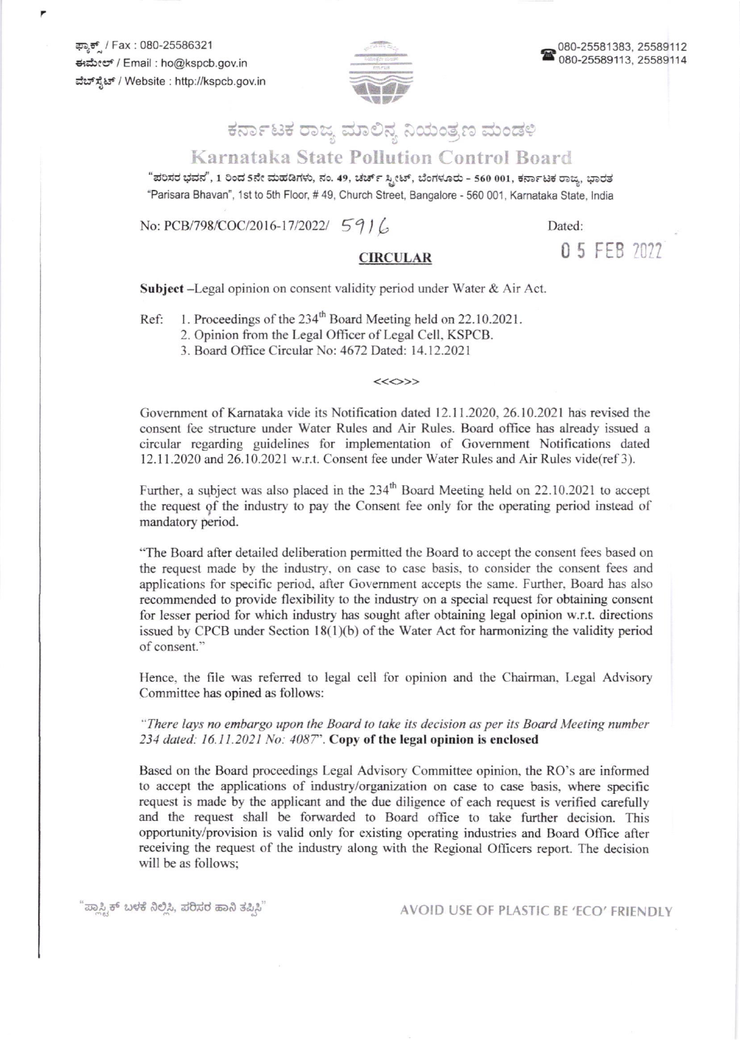ಫ್ಯಾಕ್ಸ್ / Fax : 080-25586321
ಈಮೇಲ್ / Email : ho@kspcb.gov.in
ವೆಬ್‌ಸೈಟ್ / Website : http://kspcb.gov.in

080-25581383, 25589112
080-25589113, 25589114

# ಕರ್ನಾಟಕ ರಾಜ್ಯ ಮಾಲಿನ್ಯ ನಿಯಂತ್ರಣ ಮಂಡಳಿ

# Karnataka State Pollution Control Board

"ಪರಿಸರ ಭವನ", 1 ರಿಂದ 5ನೇ ಮಹಡಿಗಳು, ನಂ. 49, ಚರ್ಚ್ ಸ್ಟ್ರೀಟ್, ಬೆಂಗಳೂರು - 560 001, ಕರ್ನಾಟಕ ರಾಜ್ಯ, ಭಾರತ
"Parisara Bhavan", 1st to 5th Floor, # 49, Church Street, Bangalore - 560 001, Karnataka State, India

No: PCB/798/COC/2016-17/2022/ 5916

Dated: 05 FEB 2022

## CIRCULAR

**Subject** –Legal opinion on consent validity period under Water & Air Act.

Ref:
1. Proceedings of the 234th Board Meeting held on 22.10.2021.
2. Opinion from the Legal Officer of Legal Cell, KSPCB.
3. Board Office Circular No: 4672 Dated: 14.12.2021

<<<>>>

Government of Karnataka vide its Notification dated 12.11.2020, 26.10.2021 has revised the consent fee structure under Water Rules and Air Rules. Board office has already issued a circular regarding guidelines for implementation of Government Notifications dated 12.11.2020 and 26.10.2021 w.r.t. Consent fee under Water Rules and Air Rules vide(ref 3).

Further, a subject was also placed in the 234th Board Meeting held on 22.10.2021 to accept the request of the industry to pay the Consent fee only for the operating period instead of mandatory period.

"The Board after detailed deliberation permitted the Board to accept the consent fees based on the request made by the industry, on case to case basis, to consider the consent fees and applications for specific period, after Government accepts the same. Further, Board has also recommended to provide flexibility to the industry on a special request for obtaining consent for lesser period for which industry has sought after obtaining legal opinion w.r.t. directions issued by CPCB under Section 18(1)(b) of the Water Act for harmonizing the validity period of consent."

Hence, the file was referred to legal cell for opinion and the Chairman, Legal Advisory Committee has opined as follows:

*"There lays no embargo upon the Board to take its decision as per its Board Meeting number 234 dated: 16.11.2021 No: 4087".* **Copy of the legal opinion is enclosed**

Based on the Board proceedings Legal Advisory Committee opinion, the RO's are informed to accept the applications of industry/organization on case to case basis, where specific request is made by the applicant and the due diligence of each request is verified carefully and the request shall be forwarded to Board office to take further decision. This opportunity/provision is valid only for existing operating industries and Board Office after receiving the request of the industry along with the Regional Officers report. The decision will be as follows;

"ಪ್ಲಾಸ್ಟಿಕ್ ಬಳಕೆ ನಿಲ್ಲಿಸಿ, ಪರಿಸರ ಹಾನಿ ತಪ್ಪಿಸಿ"

AVOID USE OF PLASTIC BE 'ECO' FRIENDLY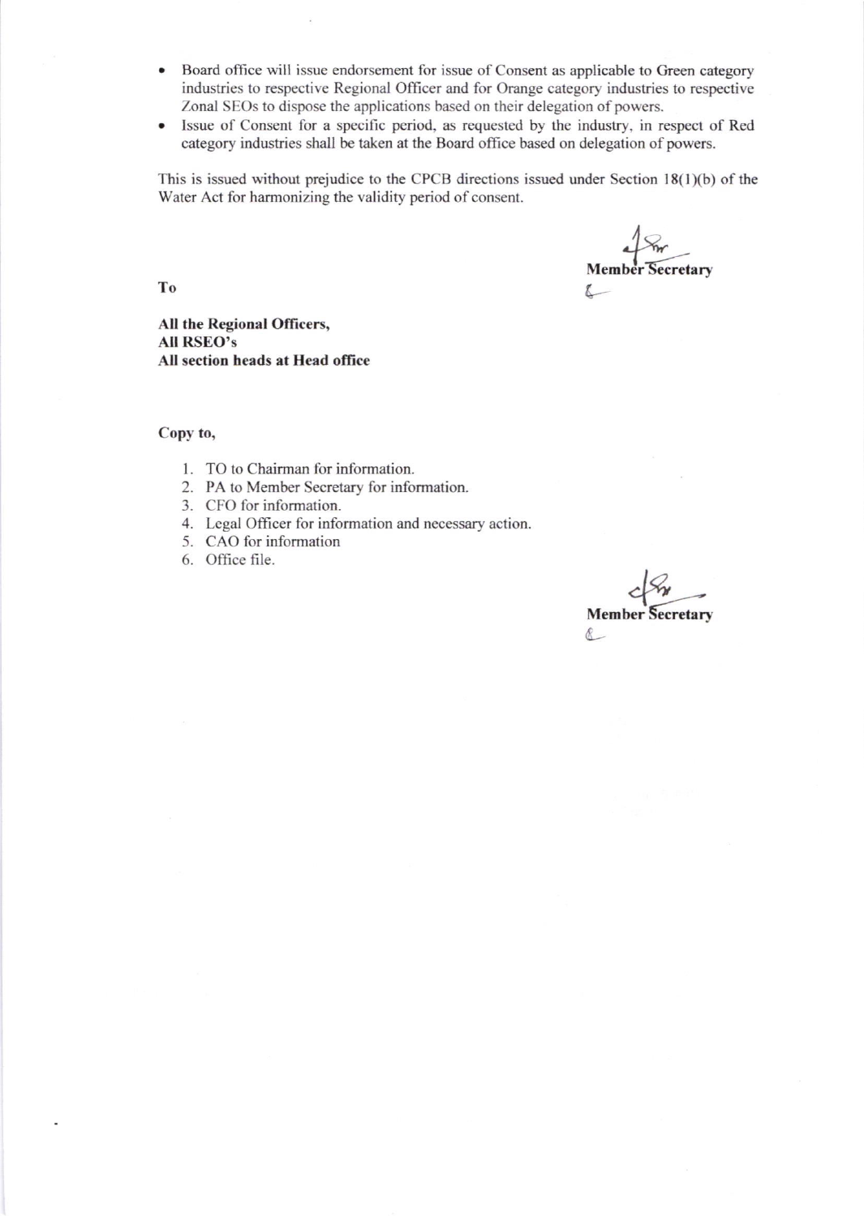- Board office will issue endorsement for issue of Consent as applicable to Green category industries to respective Regional Officer and for Orange category industries to respective Zonal SEOs to dispose the applications based on their delegation of powers.
- Issue of Consent for a specific period, as requested by the industry, in respect of Red category industries shall be taken at the Board office based on delegation of powers.

This is issued without prejudice to the CPCB directions issued under Section 18(1)(b) of the Water Act for harmonizing the validity period of consent.

**Member Secretary**

**To**

**All the Regional Officers,**
**All RSEO's**
**All section heads at Head office**

**Copy to,**

1. TO to Chairman for information.
2. PA to Member Secretary for information.
3. CFO for information.
4. Legal Officer for information and necessary action.
5. CAO for information
6. Office file.

**Member Secretary**